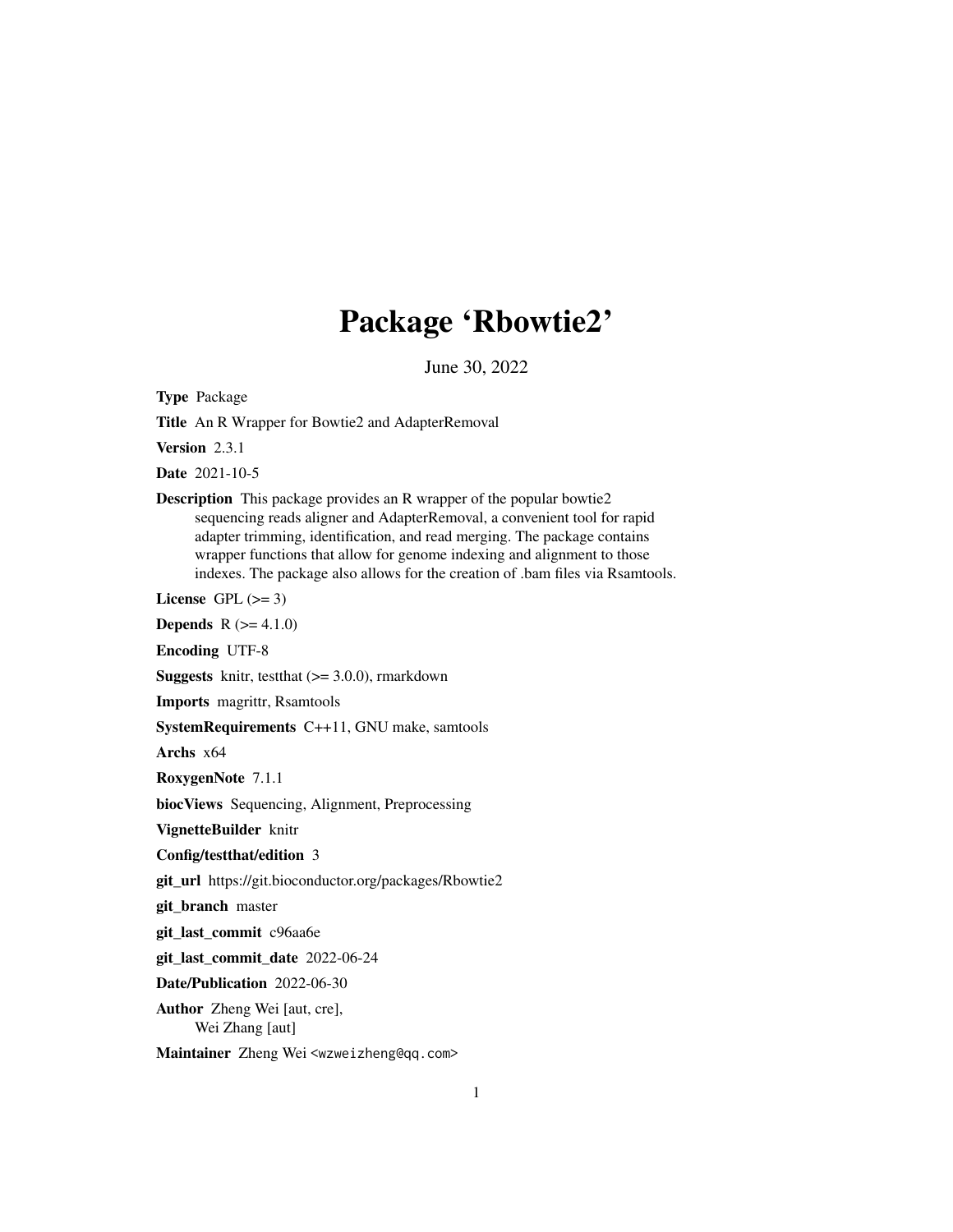# Package 'Rbowtie2'

June 30, 2022

**Type** Package

**Title** An R Wrapper for Bowtie2 and AdapterRemoval

**Version** 2.3.1

**Date** 2021-10-5

**Description** This package provides an R wrapper of the popular bowtie2 sequencing reads aligner and AdapterRemoval, a convenient tool for rapid adapter trimming, identification, and read merging. The package contains wrapper functions that allow for genome indexing and alignment to those indexes. The package also allows for the creation of .bam files via Rsamtools.

**License** GPL (>= 3)

**Depends** R (>= 4.1.0)

**Encoding** UTF-8

**Suggests** knitr, testthat (>= 3.0.0), rmarkdown

**Imports** magrittr, Rsamtools

**SystemRequirements** C++11, GNU make, samtools

**Archs** x64

**RoxygenNote** 7.1.1

**biocViews** Sequencing, Alignment, Preprocessing

**VignetteBuilder** knitr

**Config/testthat/edition** 3

**git_url** https://git.bioconductor.org/packages/Rbowtie2

**git_branch** master

**git_last_commit** c96aa6e

**git_last_commit_date** 2022-06-24

**Date/Publication** 2022-06-30

**Author** Zheng Wei [aut, cre],
Wei Zhang [aut]

**Maintainer** Zheng Wei <wzweizheng@qq.com>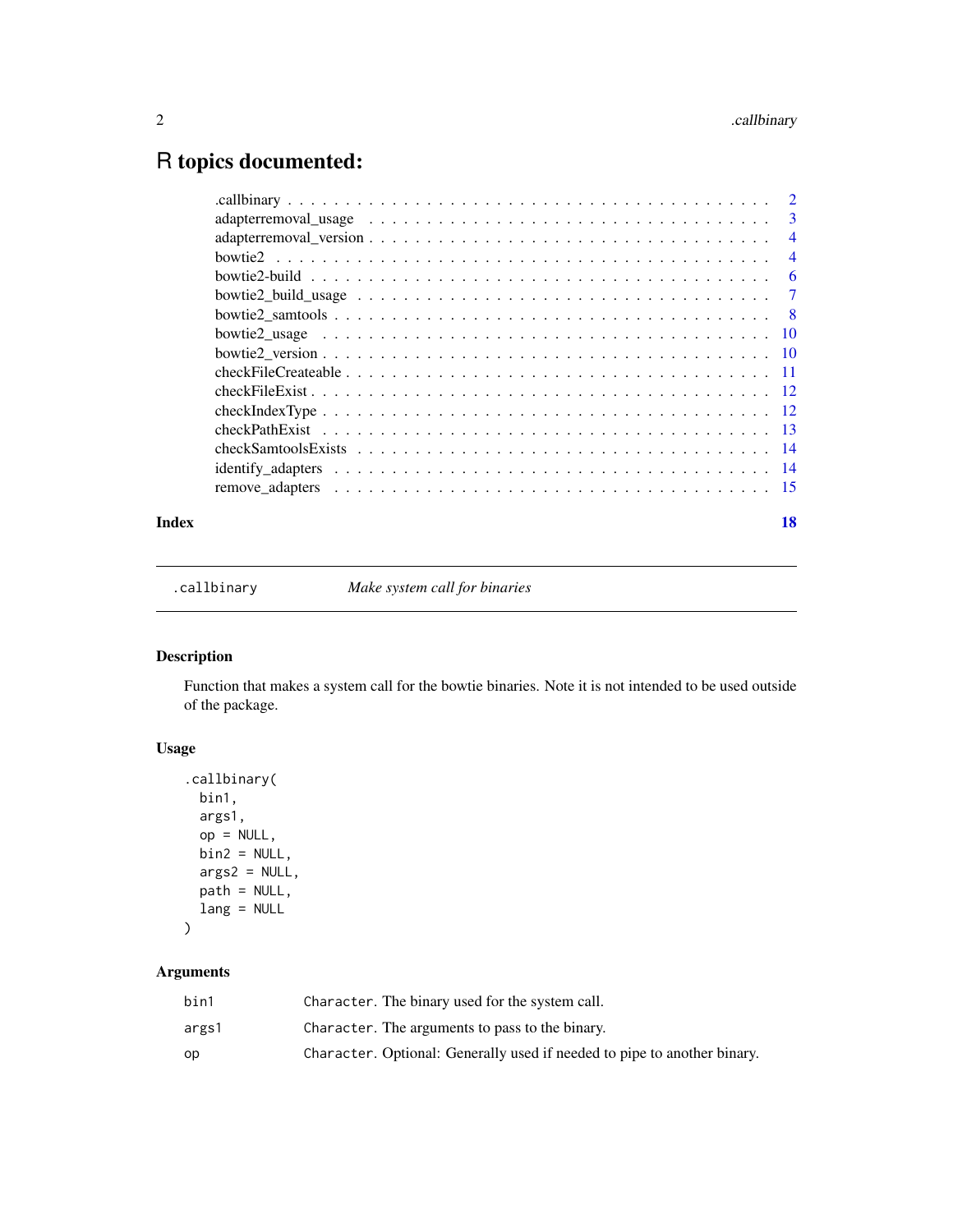# R topics documented:

| | |
|---|---|
| .callbinary | 2 |
| adapterremoval_usage | 3 |
| adapterremoval_version | 4 |
| bowtie2 | 4 |
| bowtie2-build | 6 |
| bowtie2_build_usage | 7 |
| bowtie2_samtools | 8 |
| bowtie2_usage | 10 |
| bowtie2_version | 10 |
| checkFileCreateable | 11 |
| checkFileExist | 12 |
| checkIndexType | 12 |
| checkPathExist | 13 |
| checkSamtoolsExists | 14 |
| identify_adapters | 14 |
| remove_adapters | 15 |

**Index** **18**

---

`.callbinary` *Make system call for binaries*

---

### Description

Function that makes a system call for the bowtie binaries. Note it is not intended to be used outside of the package.

### Usage

```
.callbinary(
  bin1,
  args1,
  op = NULL,
  bin2 = NULL,
  args2 = NULL,
  path = NULL,
  lang = NULL
)
```

### Arguments

| | |
|---|---|
| bin1 | `Character`. The binary used for the system call. |
| args1 | `Character`. The arguments to pass to the binary. |
| op | `Character`. Optional: Generally used if needed to pipe to another binary. |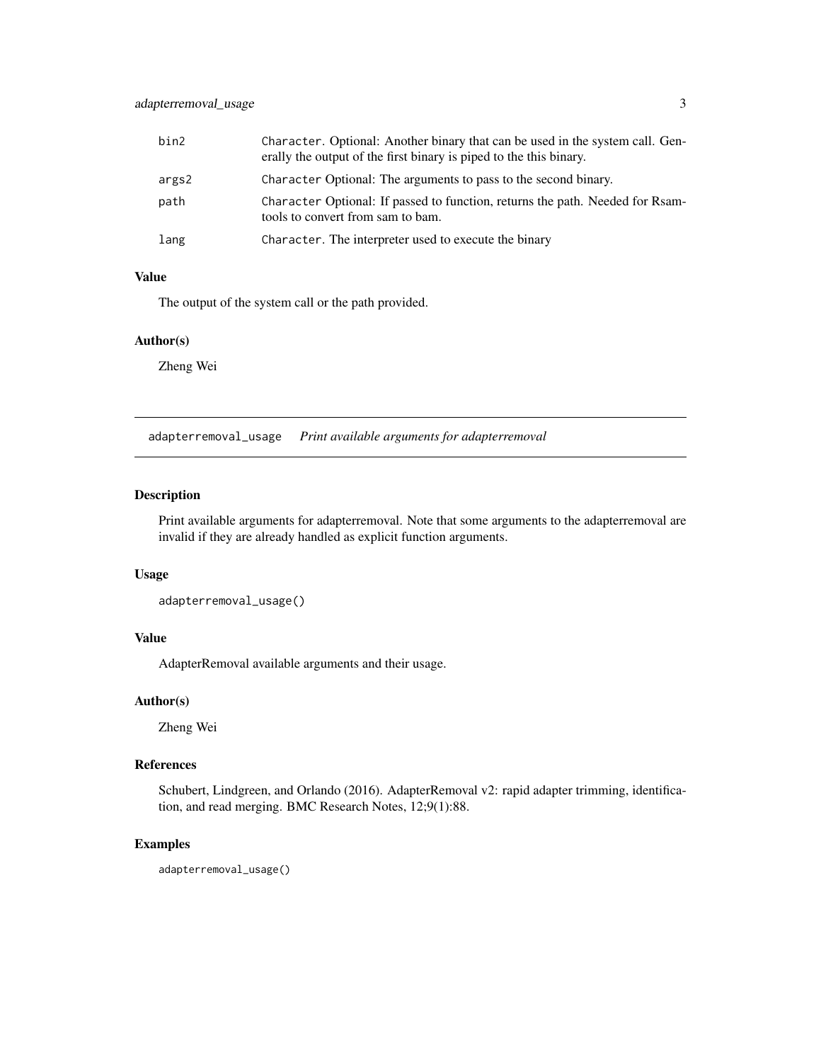| | |
|---|---|
| bin2 | `Character`. Optional: Another binary that can be used in the system call. Generally the output of the first binary is piped to the this binary. |
| args2 | `Character` Optional: The arguments to pass to the second binary. |
| path | `Character` Optional: If passed to function, returns the path. Needed for Rsamtools to convert from sam to bam. |
| lang | `Character`. The interpreter used to execute the binary |

### Value

The output of the system call or the path provided.

### Author(s)

Zheng Wei

## adapterremoval_usage *Print available arguments for adapterremoval*

### Description

Print available arguments for adapterremoval. Note that some arguments to the adapterremoval are invalid if they are already handled as explicit function arguments.

### Usage

```
adapterremoval_usage()
```

### Value

AdapterRemoval available arguments and their usage.

### Author(s)

Zheng Wei

### References

Schubert, Lindgreen, and Orlando (2016). AdapterRemoval v2: rapid adapter trimming, identification, and read merging. BMC Research Notes, 12;9(1):88.

### Examples

```
adapterremoval_usage()
```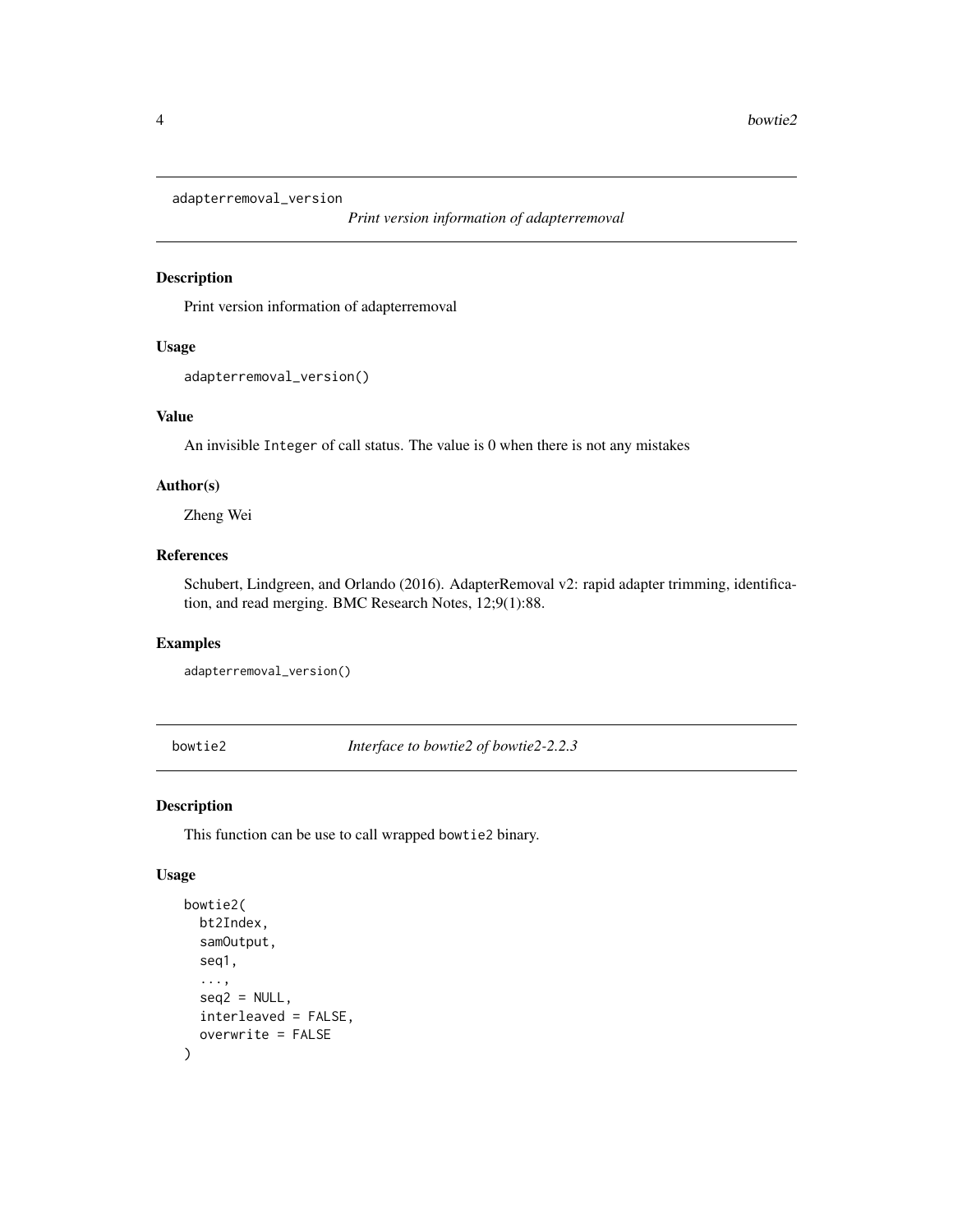## adapterremoval_version

*Print version information of adapterremoval*

### Description

Print version information of adapterremoval

### Usage

```
adapterremoval_version()
```

### Value

An invisible `Integer` of call status. The value is 0 when there is not any mistakes

### Author(s)

Zheng Wei

### References

Schubert, Lindgreen, and Orlando (2016). AdapterRemoval v2: rapid adapter trimming, identification, and read merging. BMC Research Notes, 12;9(1):88.

### Examples

```
adapterremoval_version()
```

## bowtie2

*Interface to bowtie2 of bowtie2-2.2.3*

### Description

This function can be use to call wrapped `bowtie2` binary.

### Usage

```
bowtie2(
  bt2Index,
  samOutput,
  seq1,
  ...,
  seq2 = NULL,
  interleaved = FALSE,
  overwrite = FALSE
)
```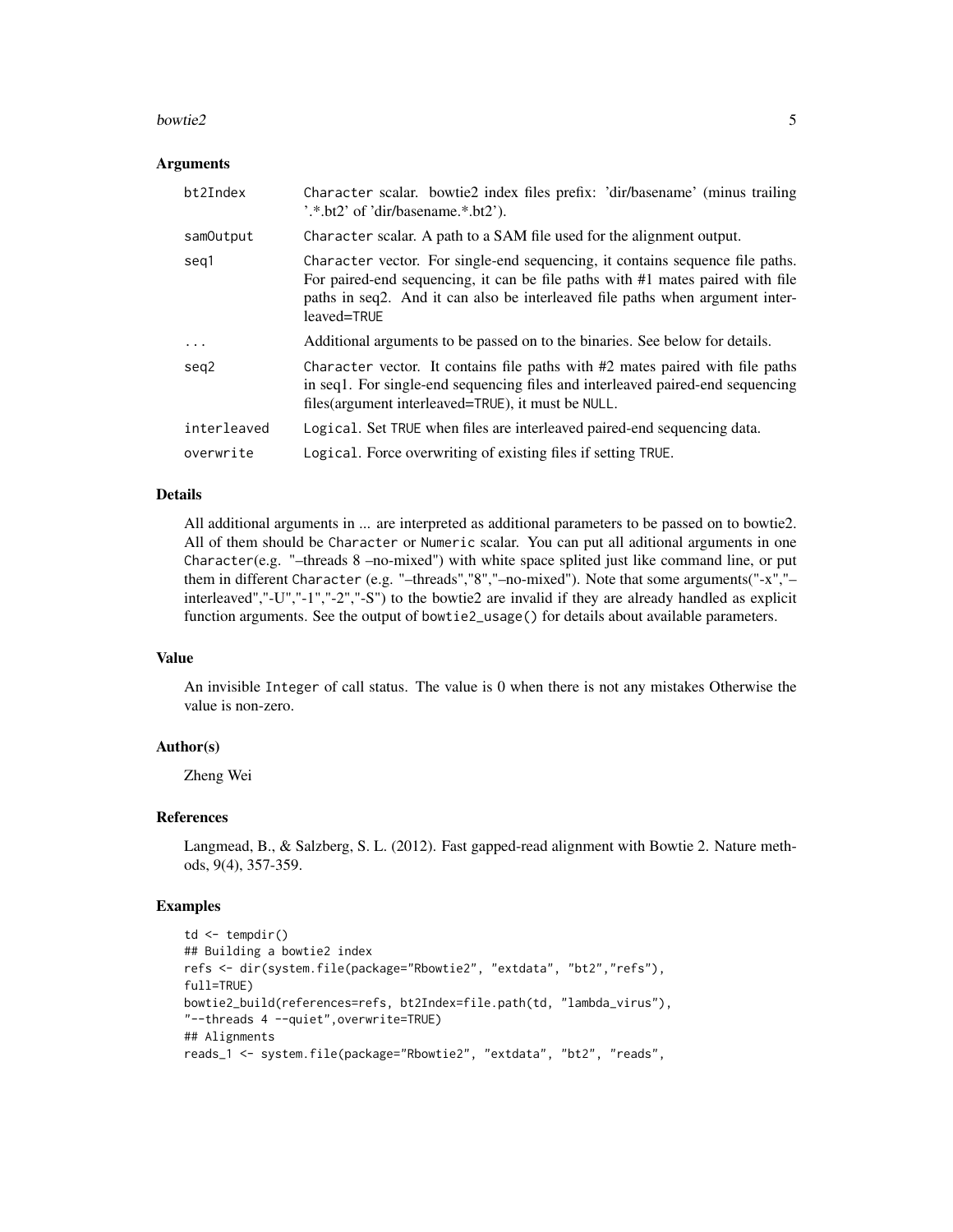### Arguments

| | |
|---|---|
| `bt2Index` | `Character` scalar. bowtie2 index files prefix: 'dir/basename' (minus trailing '.*.bt2' of 'dir/basename.*.bt2'). |
| `samOutput` | `Character` scalar. A path to a SAM file used for the alignment output. |
| `seq1` | `Character` vector. For single-end sequencing, it contains sequence file paths. For paired-end sequencing, it can be file paths with #1 mates paired with file paths in seq2. And it can also be interleaved file paths when argument interleaved=`TRUE` |
| `...` | Additional arguments to be passed on to the binaries. See below for details. |
| `seq2` | `Character` vector. It contains file paths with #2 mates paired with file paths in seq1. For single-end sequencing files and interleaved paired-end sequencing files(argument interleaved=`TRUE`), it must be `NULL`. |
| `interleaved` | `Logical`. Set `TRUE` when files are interleaved paired-end sequencing data. |
| `overwrite` | `Logical`. Force overwriting of existing files if setting `TRUE`. |

### Details

All additional arguments in ... are interpreted as additional parameters to be passed on to bowtie2. All of them should be `Character` or `Numeric` scalar. You can put all aditional arguments in one `Character`(e.g. "–threads 8 –no-mixed") with white space splited just like command line, or put them in different `Character` (e.g. "–threads","8","–no-mixed"). Note that some arguments("-x","–interleaved","-U","-1","-2","-S") to the bowtie2 are invalid if they are already handled as explicit function arguments. See the output of `bowtie2_usage()` for details about available parameters.

### Value

An invisible `Integer` of call status. The value is 0 when there is not any mistakes Otherwise the value is non-zero.

### Author(s)

Zheng Wei

### References

Langmead, B., & Salzberg, S. L. (2012). Fast gapped-read alignment with Bowtie 2. Nature methods, 9(4), 357-359.

### Examples

```
td <- tempdir()
## Building a bowtie2 index
refs <- dir(system.file(package="Rbowtie2", "extdata", "bt2","refs"),
full=TRUE)
bowtie2_build(references=refs, bt2Index=file.path(td, "lambda_virus"),
"--threads 4 --quiet",overwrite=TRUE)
## Alignments
reads_1 <- system.file(package="Rbowtie2", "extdata", "bt2", "reads",
```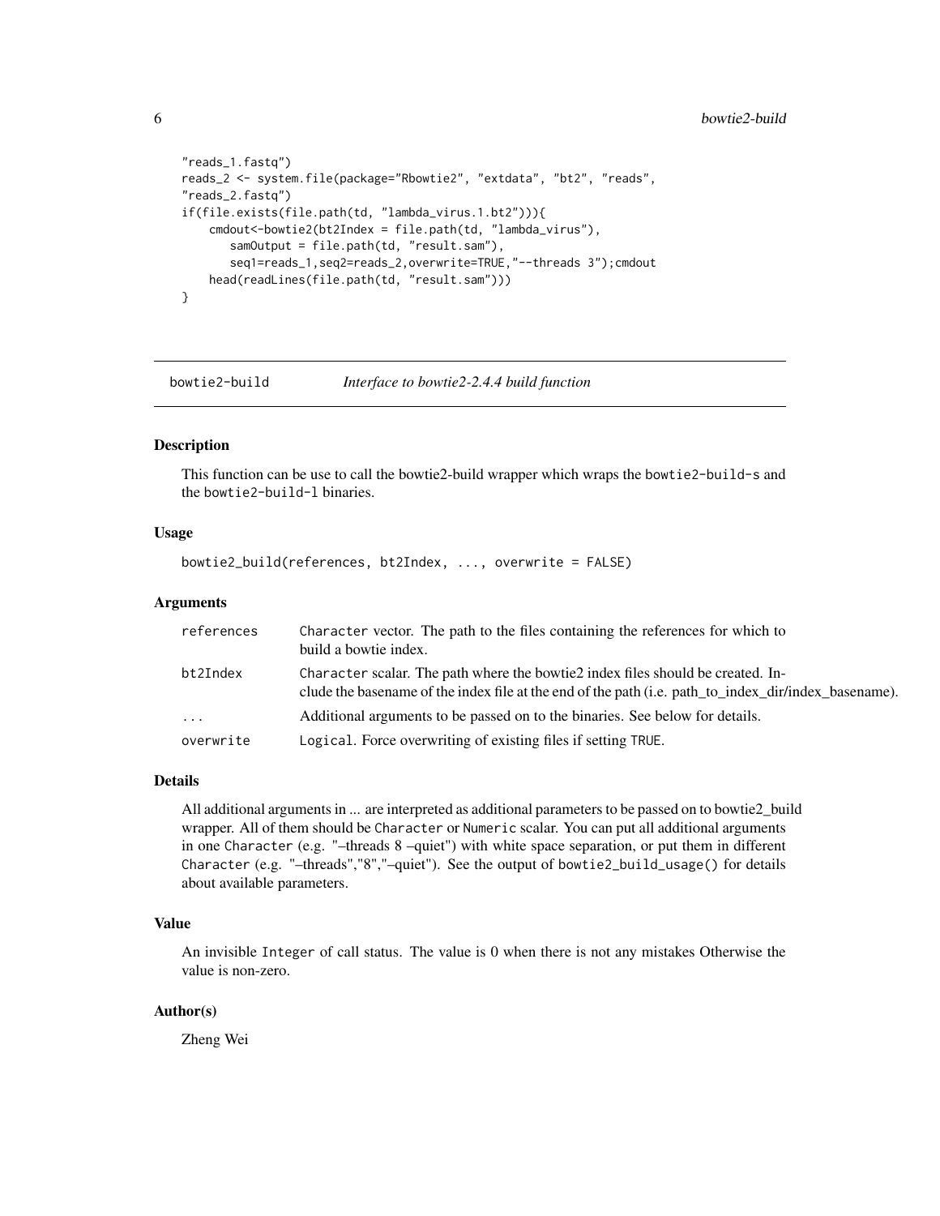```
"reads_1.fastq")
reads_2 <- system.file(package="Rbowtie2", "extdata", "bt2", "reads",
"reads_2.fastq")
if(file.exists(file.path(td, "lambda_virus.1.bt2"))){
    cmdout<-bowtie2(bt2Index = file.path(td, "lambda_virus"),
       samOutput = file.path(td, "result.sam"),
       seq1=reads_1,seq2=reads_2,overwrite=TRUE,"--threads 3");cmdout
    head(readLines(file.path(td, "result.sam")))
}
```

## bowtie2-build *Interface to bowtie2-2.4.4 build function*

### Description

This function can be use to call the bowtie2-build wrapper which wraps the `bowtie2-build-s` and the `bowtie2-build-l` binaries.

### Usage

```
bowtie2_build(references, bt2Index, ..., overwrite = FALSE)
```

### Arguments

| | |
|---|---|
| references | `Character` vector. The path to the files containing the references for which to build a bowtie index. |
| bt2Index | `Character` scalar. The path where the bowtie2 index files should be created. Include the basename of the index file at the end of the path (i.e. path_to_index_dir/index_basename). |
| ... | Additional arguments to be passed on to the binaries. See below for details. |
| overwrite | `Logical`. Force overwriting of existing files if setting `TRUE`. |

### Details

All additional arguments in ... are interpreted as additional parameters to be passed on to bowtie2_build wrapper. All of them should be `Character` or `Numeric` scalar. You can put all additional arguments in one `Character` (e.g. "–threads 8 –quiet") with white space separation, or put them in different `Character` (e.g. "–threads","8","–quiet"). See the output of `bowtie2_build_usage()` for details about available parameters.

### Value

An invisible `Integer` of call status. The value is 0 when there is not any mistakes Otherwise the value is non-zero.

### Author(s)

Zheng Wei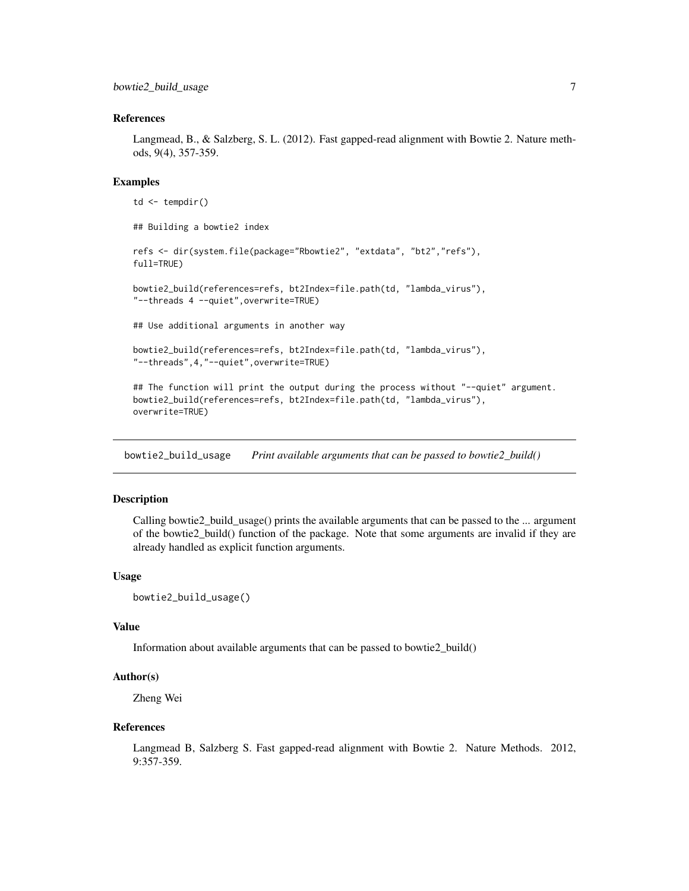## References

Langmead, B., & Salzberg, S. L. (2012). Fast gapped-read alignment with Bowtie 2. Nature methods, 9(4), 357-359.

## Examples

```
td <- tempdir()

## Building a bowtie2 index

refs <- dir(system.file(package="Rbowtie2", "extdata", "bt2","refs"),
full=TRUE)

bowtie2_build(references=refs, bt2Index=file.path(td, "lambda_virus"),
"--threads 4 --quiet",overwrite=TRUE)

## Use additional arguments in another way

bowtie2_build(references=refs, bt2Index=file.path(td, "lambda_virus"),
"--threads",4,"--quiet",overwrite=TRUE)

## The function will print the output during the process without "--quiet" argument.
bowtie2_build(references=refs, bt2Index=file.path(td, "lambda_virus"),
overwrite=TRUE)
```

---

# bowtie2_build_usage *Print available arguments that can be passed to bowtie2_build()*

---

## Description

Calling bowtie2_build_usage() prints the available arguments that can be passed to the ... argument of the bowtie2_build() function of the package. Note that some arguments are invalid if they are already handled as explicit function arguments.

## Usage

```
bowtie2_build_usage()
```

## Value

Information about available arguments that can be passed to bowtie2_build()

## Author(s)

Zheng Wei

## References

Langmead B, Salzberg S. Fast gapped-read alignment with Bowtie 2. Nature Methods. 2012, 9:357-359.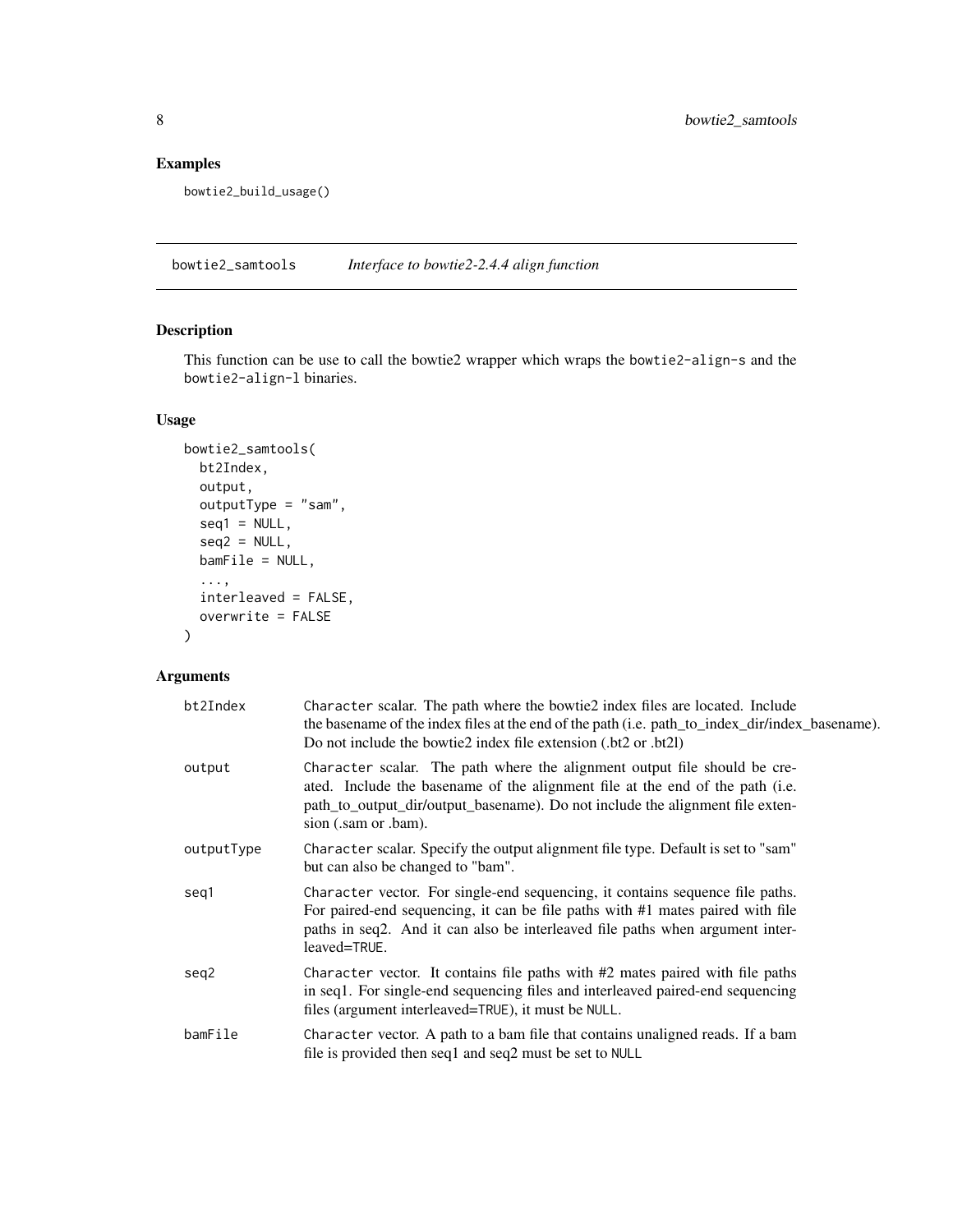## Examples

```
bowtie2_build_usage()
```

---

bowtie2_samtools    *Interface to bowtie2-2.4.4 align function*

---

## Description

This function can be use to call the bowtie2 wrapper which wraps the `bowtie2-align-s` and the `bowtie2-align-l` binaries.

## Usage

```
bowtie2_samtools(
  bt2Index,
  output,
  outputType = "sam",
  seq1 = NULL,
  seq2 = NULL,
  bamFile = NULL,
  ...,
  interleaved = FALSE,
  overwrite = FALSE
)
```

## Arguments

| | |
|---|---|
| bt2Index | `Character` scalar. The path where the bowtie2 index files are located. Include the basename of the index files at the end of the path (i.e. path_to_index_dir/index_basename). Do not include the bowtie2 index file extension (.bt2 or .bt2l) |
| output | `Character` scalar. The path where the alignment output file should be created. Include the basename of the alignment file at the end of the path (i.e. path_to_output_dir/output_basename). Do not include the alignment file extension (.sam or .bam). |
| outputType | `Character` scalar. Specify the output alignment file type. Default is set to "sam" but can also be changed to "bam". |
| seq1 | `Character` vector. For single-end sequencing, it contains sequence file paths. For paired-end sequencing, it can be file paths with #1 mates paired with file paths in seq2. And it can also be interleaved file paths when argument interleaved=`TRUE`. |
| seq2 | `Character` vector. It contains file paths with #2 mates paired with file paths in seq1. For single-end sequencing files and interleaved paired-end sequencing files (argument interleaved=`TRUE`), it must be `NULL`. |
| bamFile | `Character` vector. A path to a bam file that contains unaligned reads. If a bam file is provided then seq1 and seq2 must be set to `NULL` |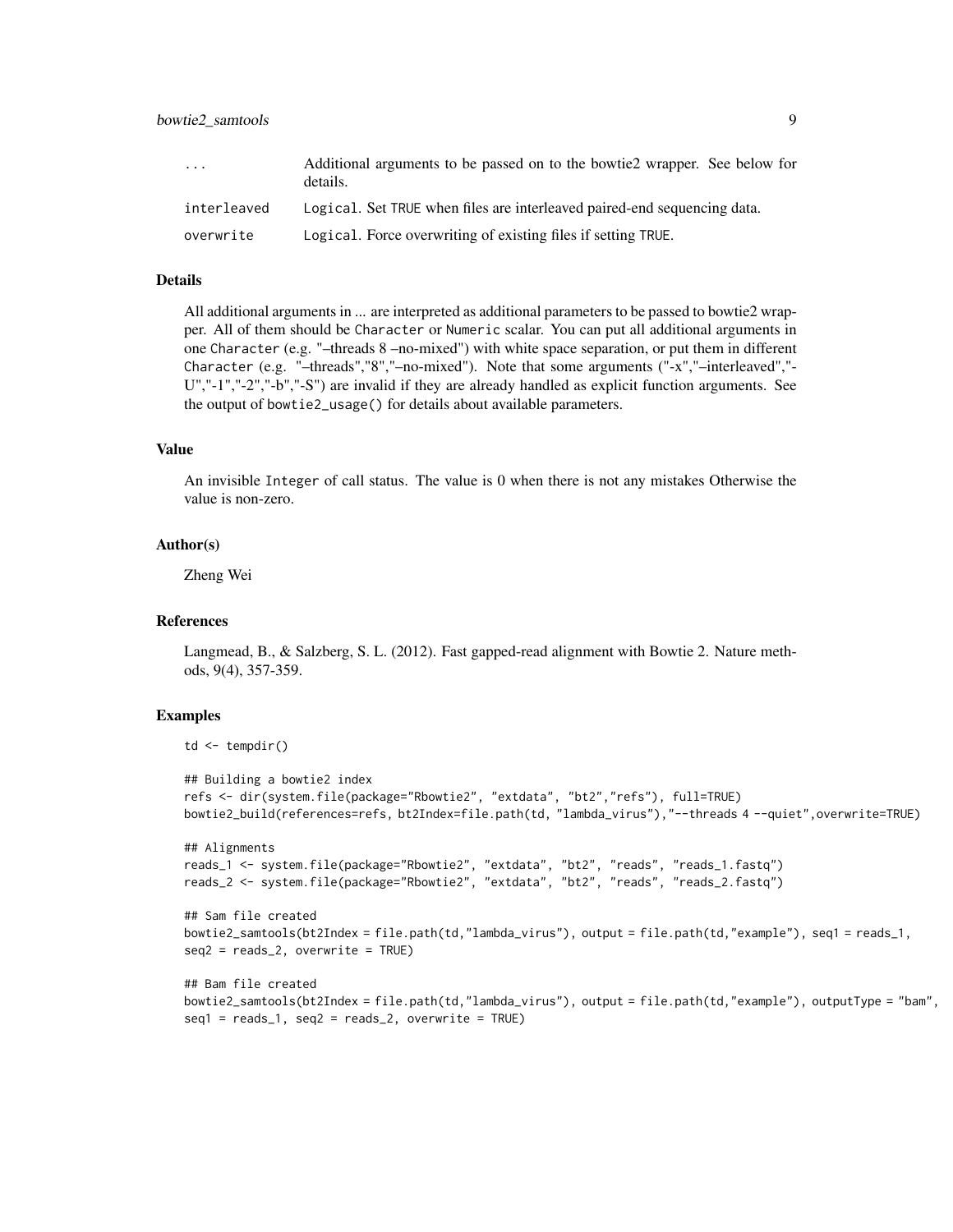| | |
|---|---|
| ... | Additional arguments to be passed on to the bowtie2 wrapper. See below for details. |
| interleaved | Logical. Set TRUE when files are interleaved paired-end sequencing data. |
| overwrite | Logical. Force overwriting of existing files if setting TRUE. |

### Details

All additional arguments in ... are interpreted as additional parameters to be passed to bowtie2 wrapper. All of them should be Character or Numeric scalar. You can put all additional arguments in one Character (e.g. "–threads 8 –no-mixed") with white space separation, or put them in different Character (e.g. "–threads","8","–no-mixed"). Note that some arguments ("-x","–interleaved","-U","-1","-2","-b","-S") are invalid if they are already handled as explicit function arguments. See the output of bowtie2_usage() for details about available parameters.

### Value

An invisible Integer of call status. The value is 0 when there is not any mistakes Otherwise the value is non-zero.

### Author(s)

Zheng Wei

### References

Langmead, B., & Salzberg, S. L. (2012). Fast gapped-read alignment with Bowtie 2. Nature methods, 9(4), 357-359.

### Examples

```
td <- tempdir()

## Building a bowtie2 index
refs <- dir(system.file(package="Rbowtie2", "extdata", "bt2","refs"), full=TRUE)
bowtie2_build(references=refs, bt2Index=file.path(td, "lambda_virus"),"--threads 4 --quiet",overwrite=TRUE)

## Alignments
reads_1 <- system.file(package="Rbowtie2", "extdata", "bt2", "reads", "reads_1.fastq")
reads_2 <- system.file(package="Rbowtie2", "extdata", "bt2", "reads", "reads_2.fastq")

## Sam file created
bowtie2_samtools(bt2Index = file.path(td,"lambda_virus"), output = file.path(td,"example"), seq1 = reads_1,
seq2 = reads_2, overwrite = TRUE)

## Bam file created
bowtie2_samtools(bt2Index = file.path(td,"lambda_virus"), output = file.path(td,"example"), outputType = "bam",
seq1 = reads_1, seq2 = reads_2, overwrite = TRUE)
```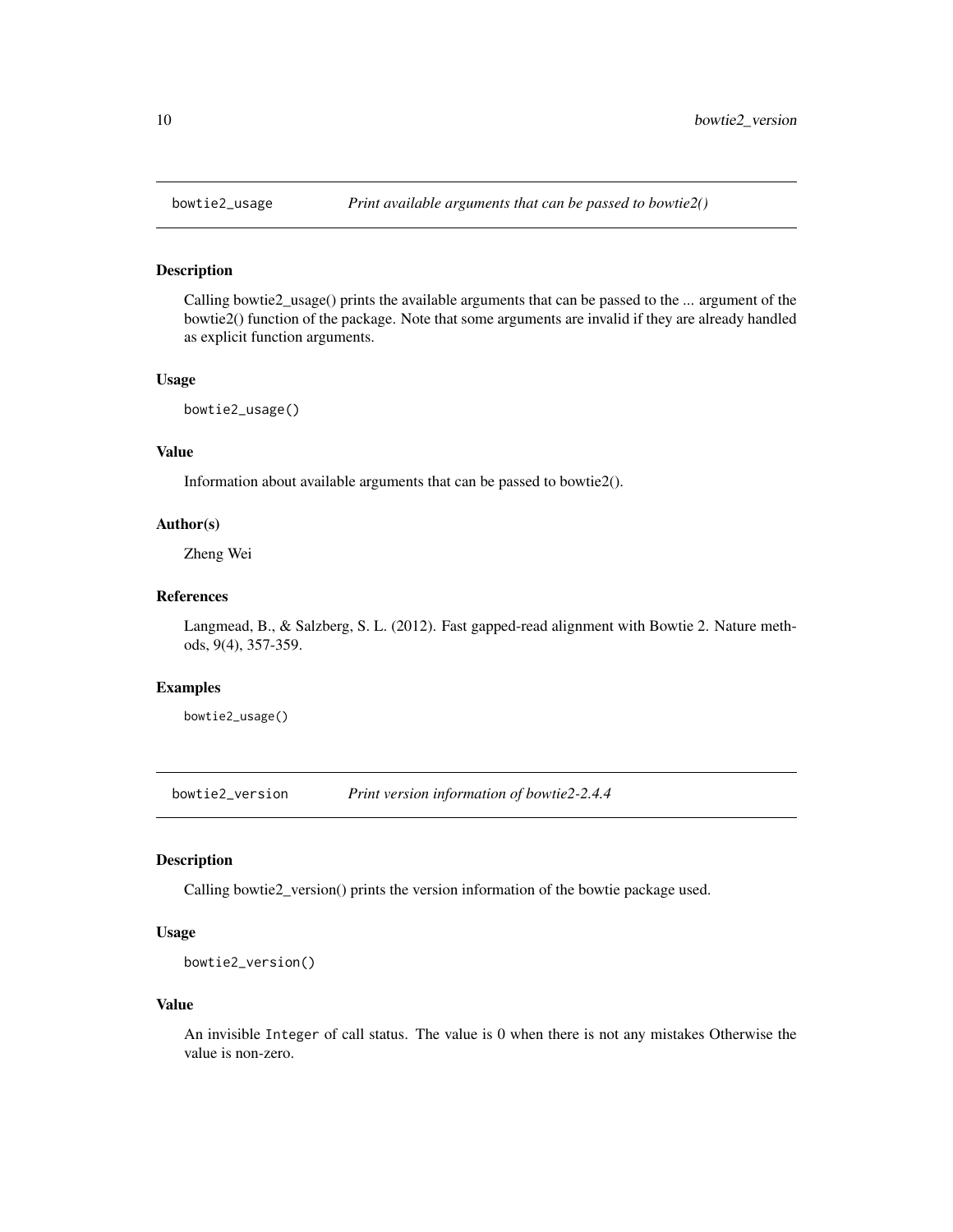## bowtie2_usage — *Print available arguments that can be passed to bowtie2()*

### Description

Calling bowtie2_usage() prints the available arguments that can be passed to the ... argument of the bowtie2() function of the package. Note that some arguments are invalid if they are already handled as explicit function arguments.

### Usage

```
bowtie2_usage()
```

### Value

Information about available arguments that can be passed to bowtie2().

### Author(s)

Zheng Wei

### References

Langmead, B., & Salzberg, S. L. (2012). Fast gapped-read alignment with Bowtie 2. Nature methods, 9(4), 357-359.

### Examples

```
bowtie2_usage()
```

## bowtie2_version — *Print version information of bowtie2-2.4.4*

### Description

Calling bowtie2_version() prints the version information of the bowtie package used.

### Usage

```
bowtie2_version()
```

### Value

An invisible `Integer` of call status. The value is 0 when there is not any mistakes Otherwise the value is non-zero.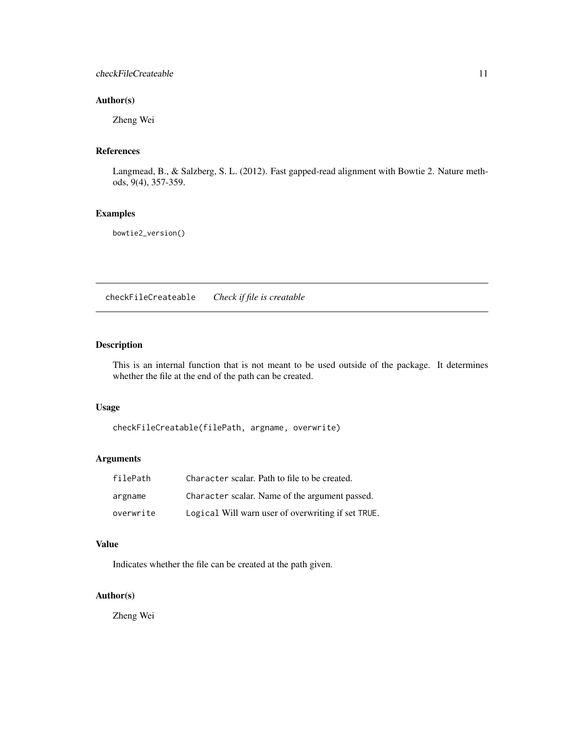## Author(s)

Zheng Wei

## References

Langmead, B., & Salzberg, S. L. (2012). Fast gapped-read alignment with Bowtie 2. Nature methods, 9(4), 357-359.

## Examples

```
bowtie2_version()
```

---

# checkFileCreateable *Check if file is creatable*

---

## Description

This is an internal function that is not meant to be used outside of the package. It determines whether the file at the end of the path can be created.

## Usage

```
checkFileCreatable(filePath, argname, overwrite)
```

## Arguments

| | |
|---|---|
| `filePath` | `Character` scalar. Path to file to be created. |
| `argname` | `Character` scalar. Name of the argument passed. |
| `overwrite` | `Logical` Will warn user of overwriting if set `TRUE`. |

## Value

Indicates whether the file can be created at the path given.

## Author(s)

Zheng Wei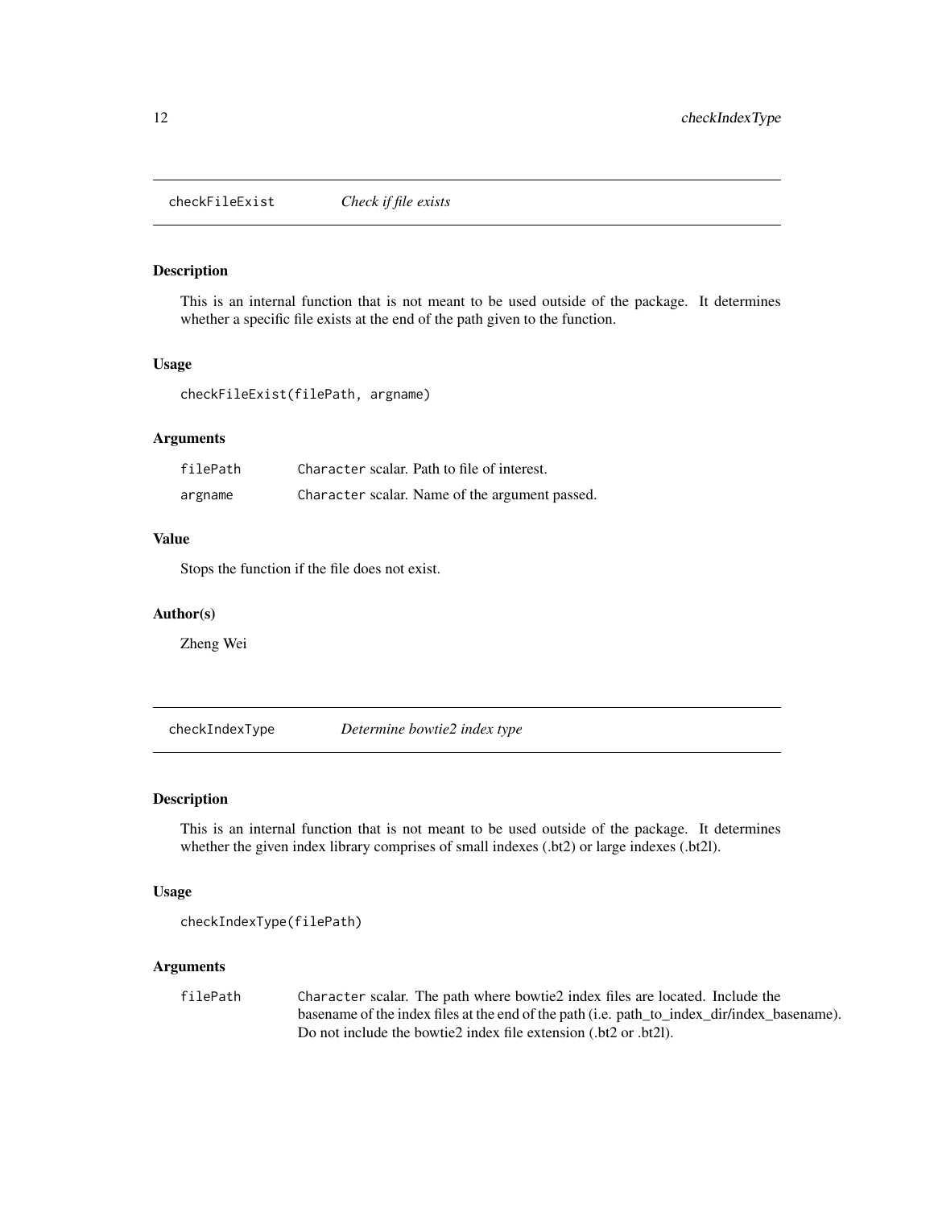## checkFileExist — *Check if file exists*

### Description

This is an internal function that is not meant to be used outside of the package. It determines whether a specific file exists at the end of the path given to the function.

### Usage

```
checkFileExist(filePath, argname)
```

### Arguments

| | |
|---|---|
| filePath | `Character` scalar. Path to file of interest. |
| argname | `Character` scalar. Name of the argument passed. |

### Value

Stops the function if the file does not exist.

### Author(s)

Zheng Wei

## checkIndexType — *Determine bowtie2 index type*

### Description

This is an internal function that is not meant to be used outside of the package. It determines whether the given index library comprises of small indexes (.bt2) or large indexes (.bt2l).

### Usage

```
checkIndexType(filePath)
```

### Arguments

| | |
|---|---|
| filePath | `Character` scalar. The path where bowtie2 index files are located. Include the basename of the index files at the end of the path (i.e. path_to_index_dir/index_basename). Do not include the bowtie2 index file extension (.bt2 or .bt2l). |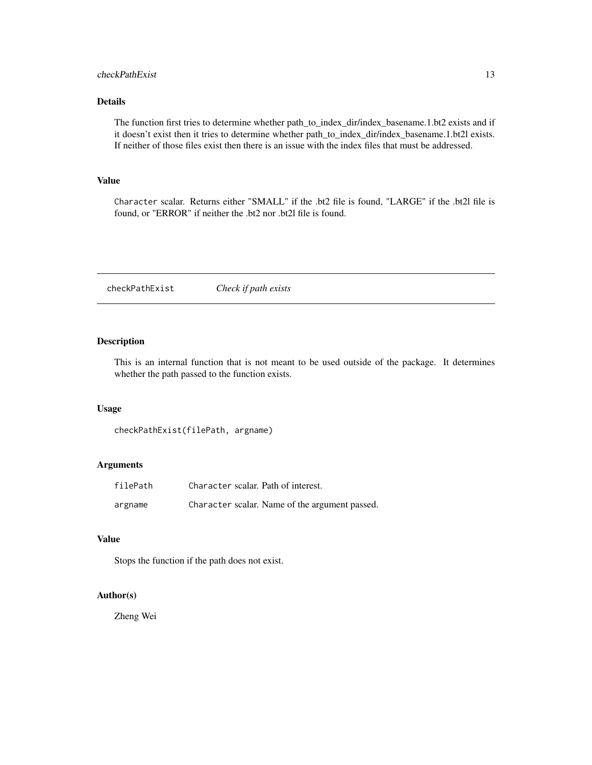## Details

The function first tries to determine whether path_to_index_dir/index_basename.1.bt2 exists and if it doesn't exist then it tries to determine whether path_to_index_dir/index_basename.1.bt2l exists. If neither of those files exist then there is an issue with the index files that must be addressed.

## Value

Character scalar. Returns either "SMALL" if the .bt2 file is found, "LARGE" if the .bt2l file is found, or "ERROR" if neither the .bt2 nor .bt2l file is found.

---

# checkPathExist    *Check if path exists*

---

## Description

This is an internal function that is not meant to be used outside of the package. It determines whether the path passed to the function exists.

## Usage

```
checkPathExist(filePath, argname)
```

## Arguments

| | |
|---|---|
| filePath | Character scalar. Path of interest. |
| argname | Character scalar. Name of the argument passed. |

## Value

Stops the function if the path does not exist.

## Author(s)

Zheng Wei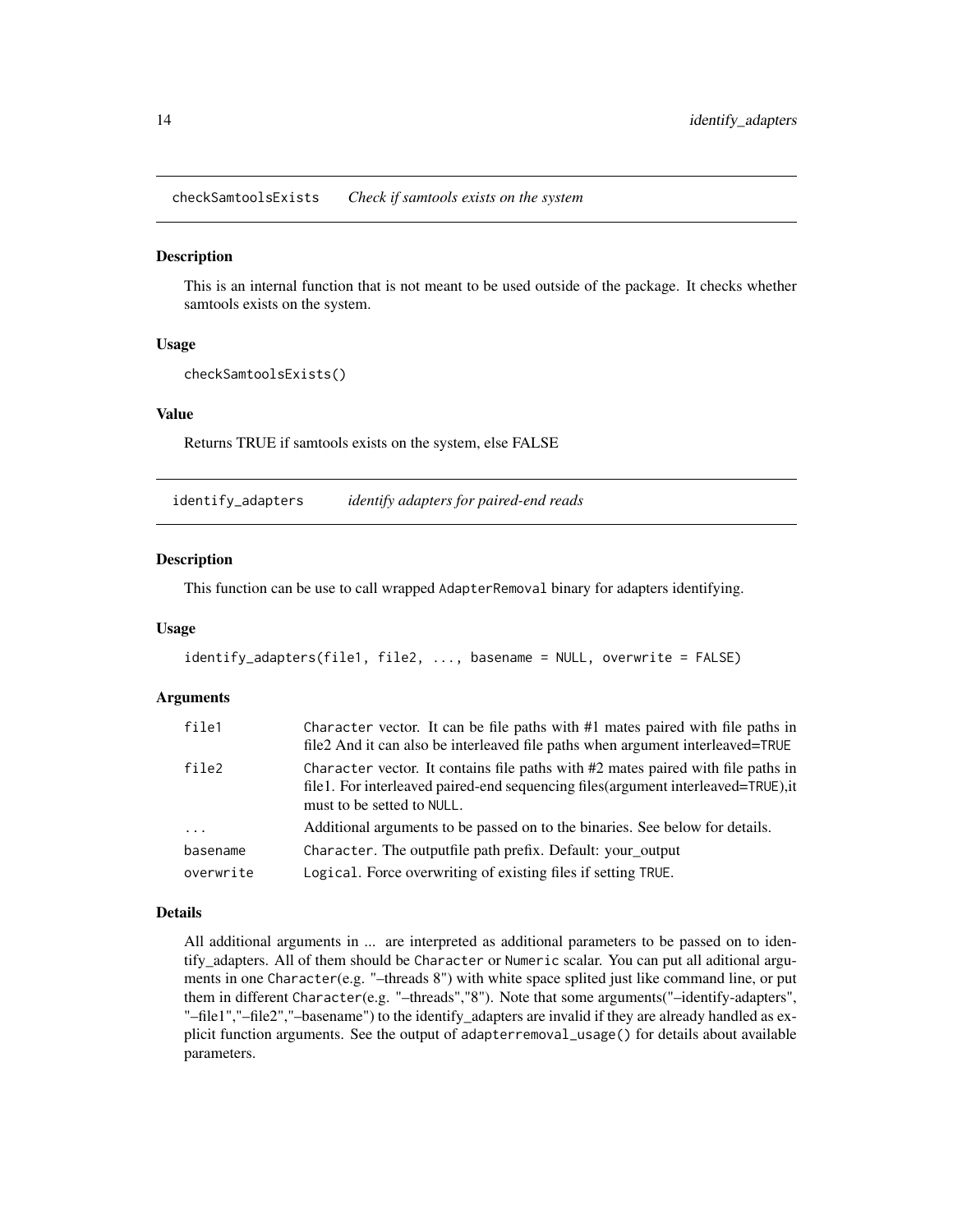## checkSamtoolsExists *Check if samtools exists on the system*

### Description

This is an internal function that is not meant to be used outside of the package. It checks whether samtools exists on the system.

### Usage

```
checkSamtoolsExists()
```

### Value

Returns TRUE if samtools exists on the system, else FALSE

## identify_adapters *identify adapters for paired-end reads*

### Description

This function can be use to call wrapped `AdapterRemoval` binary for adapters identifying.

### Usage

```
identify_adapters(file1, file2, ..., basename = NULL, overwrite = FALSE)
```

### Arguments

| | |
|---|---|
| `file1` | `Character` vector. It can be file paths with #1 mates paired with file paths in file2 And it can also be interleaved file paths when argument interleaved=`TRUE` |
| `file2` | `Character` vector. It contains file paths with #2 mates paired with file paths in file1. For interleaved paired-end sequencing files(argument interleaved=`TRUE`),it must to be setted to `NULL`. |
| `...` | Additional arguments to be passed on to the binaries. See below for details. |
| `basename` | `Character`. The outputfile path prefix. Default: your_output |
| `overwrite` | `Logical`. Force overwriting of existing files if setting `TRUE`. |

### Details

All additional arguments in ... are interpreted as additional parameters to be passed on to identify_adapters. All of them should be `Character` or `Numeric` scalar. You can put all aditional arguments in one `Character`(e.g. "–threads 8") with white space splited just like command line, or put them in different `Character`(e.g. "–threads","8"). Note that some arguments("–identify-adapters", "–file1","–file2","–basename") to the identify_adapters are invalid if they are already handled as explicit function arguments. See the output of `adapterremoval_usage()` for details about available parameters.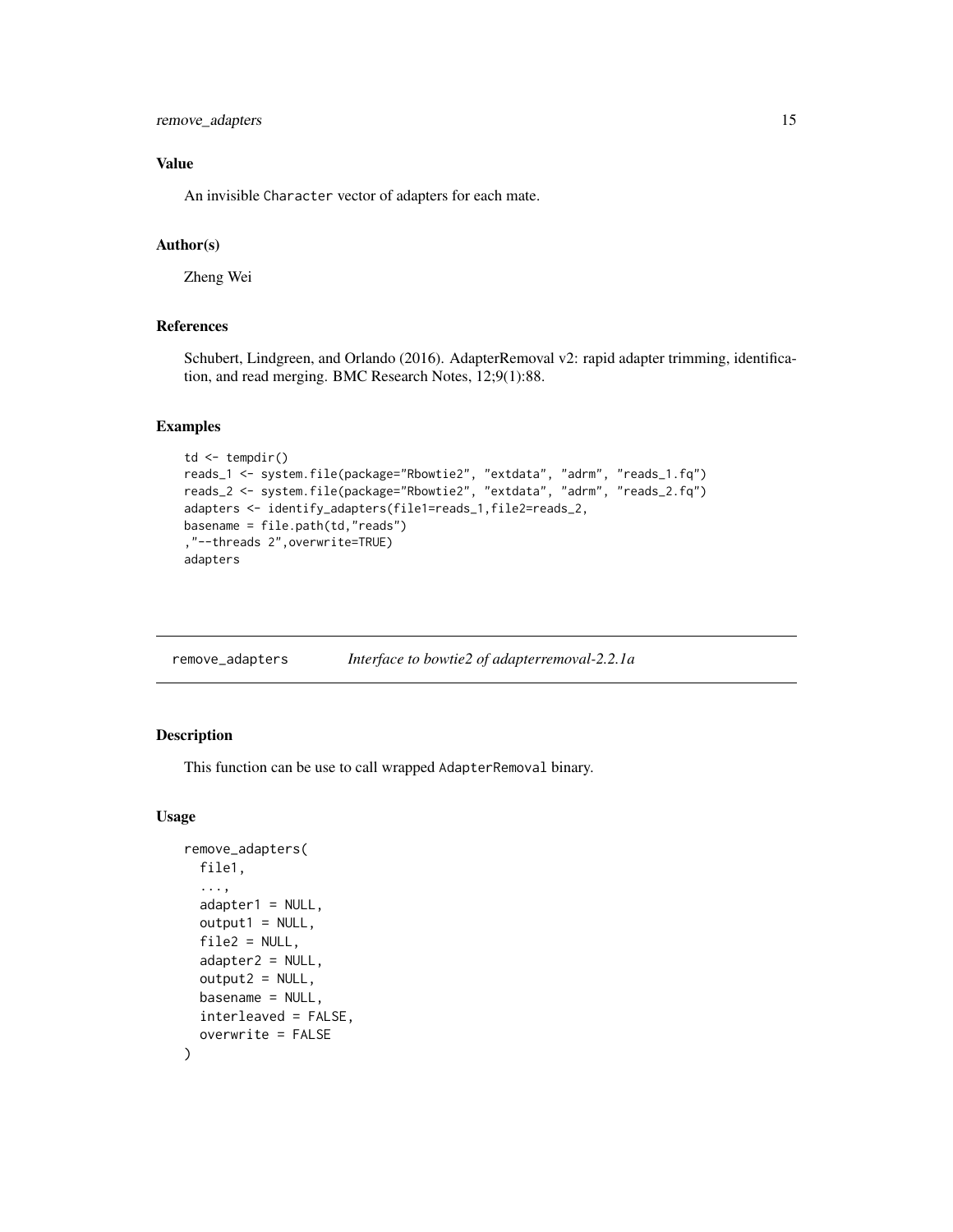### Value

An invisible `Character` vector of adapters for each mate.

### Author(s)

Zheng Wei

### References

Schubert, Lindgreen, and Orlando (2016). AdapterRemoval v2: rapid adapter trimming, identification, and read merging. BMC Research Notes, 12;9(1):88.

### Examples

```
td <- tempdir()
reads_1 <- system.file(package="Rbowtie2", "extdata", "adrm", "reads_1.fq")
reads_2 <- system.file(package="Rbowtie2", "extdata", "adrm", "reads_2.fq")
adapters <- identify_adapters(file1=reads_1,file2=reads_2,
basename = file.path(td,"reads")
,"--threads 2",overwrite=TRUE)
adapters
```

---

## remove_adapters    *Interface to bowtie2 of adapterremoval-2.2.1a*

---

### Description

This function can be use to call wrapped `AdapterRemoval` binary.

### Usage

```
remove_adapters(
  file1,
  ...,
  adapter1 = NULL,
  output1 = NULL,
  file2 = NULL,
  adapter2 = NULL,
  output2 = NULL,
  basename = NULL,
  interleaved = FALSE,
  overwrite = FALSE
)
```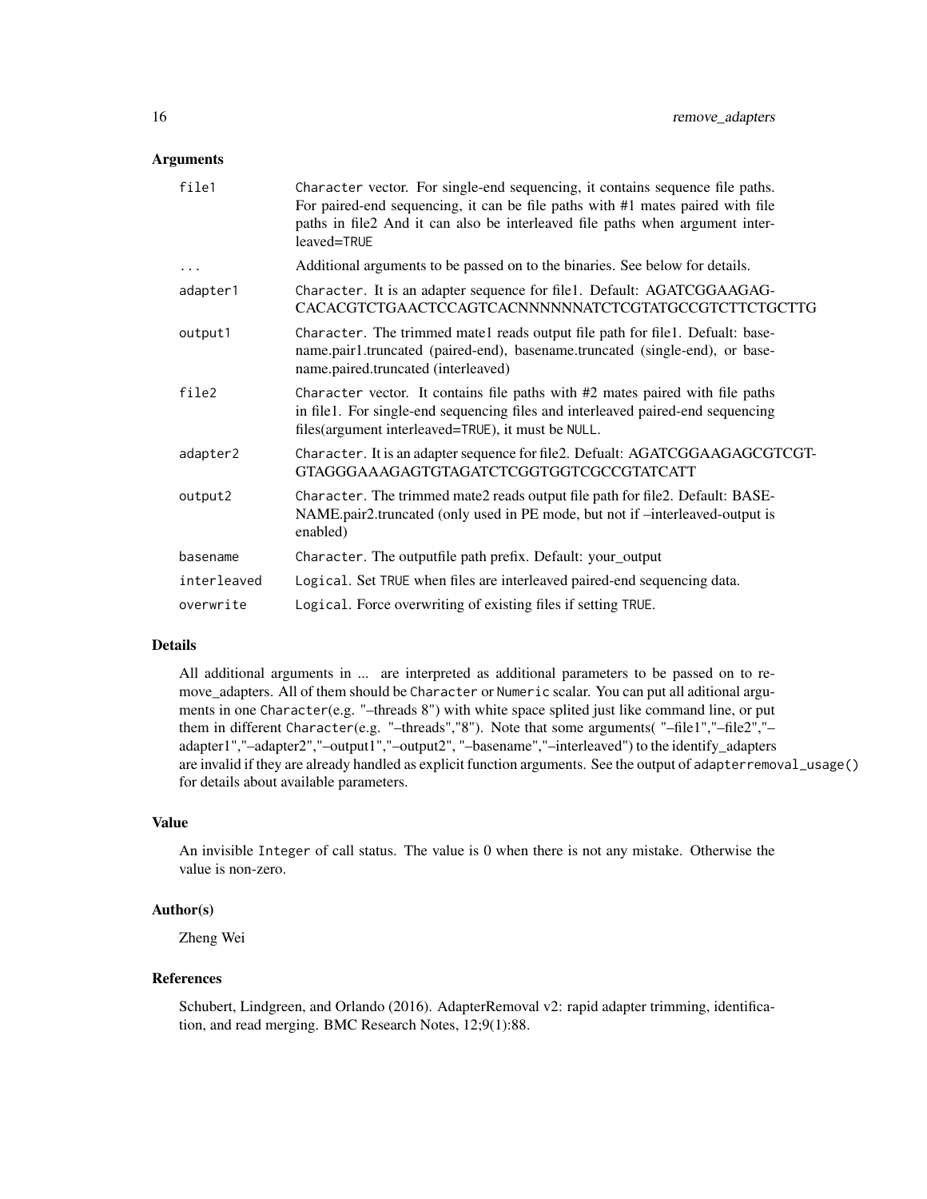## Arguments

| | |
|---|---|
| file1 | Character vector. For single-end sequencing, it contains sequence file paths. For paired-end sequencing, it can be file paths with #1 mates paired with file paths in file2 And it can also be interleaved file paths when argument interleaved=TRUE |
| ... | Additional arguments to be passed on to the binaries. See below for details. |
| adapter1 | Character. It is an adapter sequence for file1. Default: AGATCGGAAGAGCACACGTCTGAACTCCAGTCACNNNNNNATCTCGTATGCCGTCTTCTGCTTG |
| output1 | Character. The trimmed mate1 reads output file path for file1. Defualt: basename.pair1.truncated (paired-end), basename.truncated (single-end), or basename.paired.truncated (interleaved) |
| file2 | Character vector. It contains file paths with #2 mates paired with file paths in file1. For single-end sequencing files and interleaved paired-end sequencing files(argument interleaved=TRUE), it must be NULL. |
| adapter2 | Character. It is an adapter sequence for file2. Defualt: AGATCGGAAGAGCGTCGTGTAGGGAAAGAGTGTAGATCTCGGTGGTCGCCGTATCATT |
| output2 | Character. The trimmed mate2 reads output file path for file2. Default: BASENAME.pair2.truncated (only used in PE mode, but not if –interleaved-output is enabled) |
| basename | Character. The outputfile path prefix. Default: your_output |
| interleaved | Logical. Set TRUE when files are interleaved paired-end sequencing data. |
| overwrite | Logical. Force overwriting of existing files if setting TRUE. |

## Details

All additional arguments in ... are interpreted as additional parameters to be passed on to remove_adapters. All of them should be Character or Numeric scalar. You can put all aditional arguments in one Character(e.g. "–threads 8") with white space splited just like command line, or put them in different Character(e.g. "–threads","8"). Note that some arguments( "–file1","–file2","–adapter1","–adapter2","–output1","–output2", "–basename","–interleaved") to the identify_adapters are invalid if they are already handled as explicit function arguments. See the output of adapterremoval_usage() for details about available parameters.

## Value

An invisible Integer of call status. The value is 0 when there is not any mistake. Otherwise the value is non-zero.

## Author(s)

Zheng Wei

## References

Schubert, Lindgreen, and Orlando (2016). AdapterRemoval v2: rapid adapter trimming, identification, and read merging. BMC Research Notes, 12;9(1):88.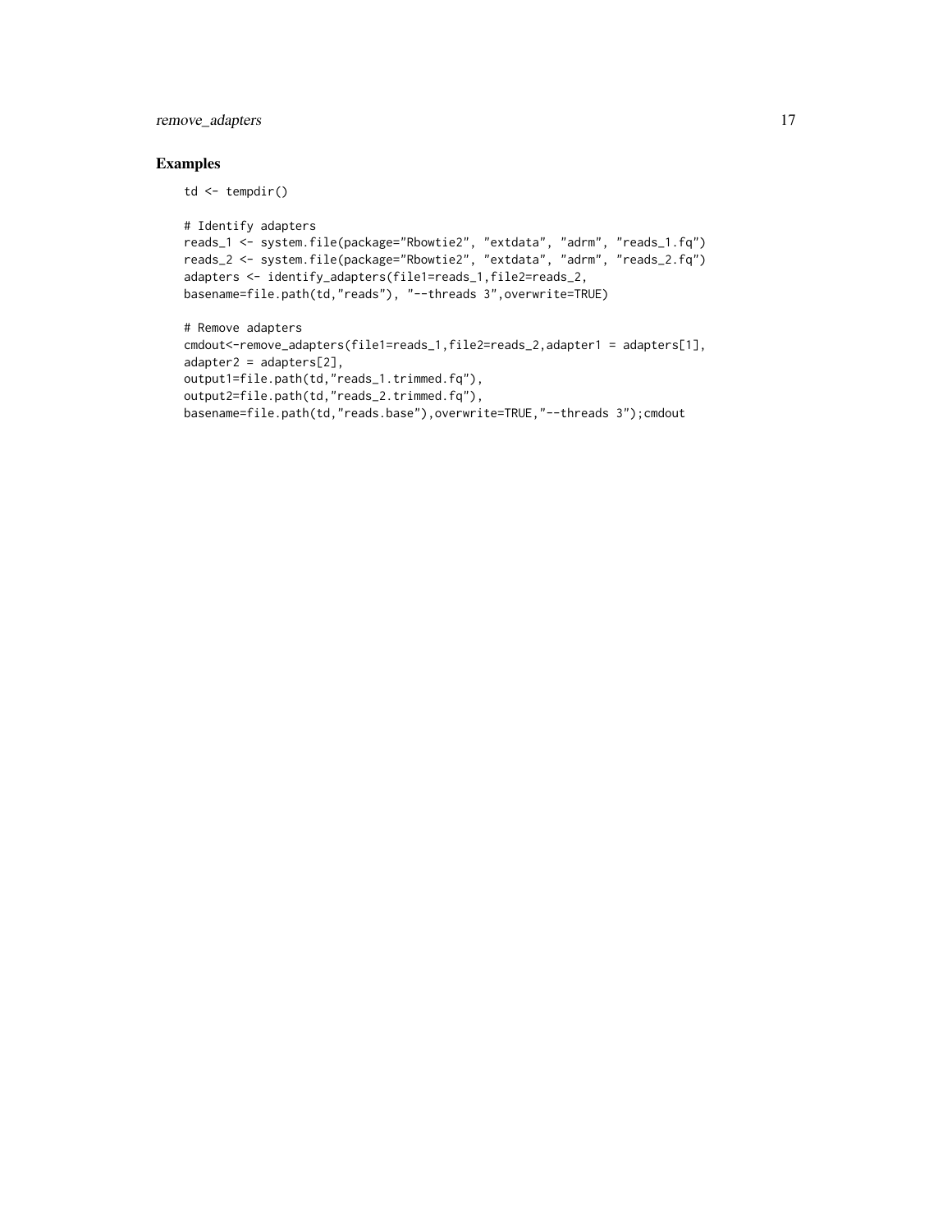## Examples

```
td <- tempdir()

# Identify adapters
reads_1 <- system.file(package="Rbowtie2", "extdata", "adrm", "reads_1.fq")
reads_2 <- system.file(package="Rbowtie2", "extdata", "adrm", "reads_2.fq")
adapters <- identify_adapters(file1=reads_1,file2=reads_2,
basename=file.path(td,"reads"), "--threads 3",overwrite=TRUE)

# Remove adapters
cmdout<-remove_adapters(file1=reads_1,file2=reads_2,adapter1 = adapters[1],
adapter2 = adapters[2],
output1=file.path(td,"reads_1.trimmed.fq"),
output2=file.path(td,"reads_2.trimmed.fq"),
basename=file.path(td,"reads.base"),overwrite=TRUE,"--threads 3");cmdout
```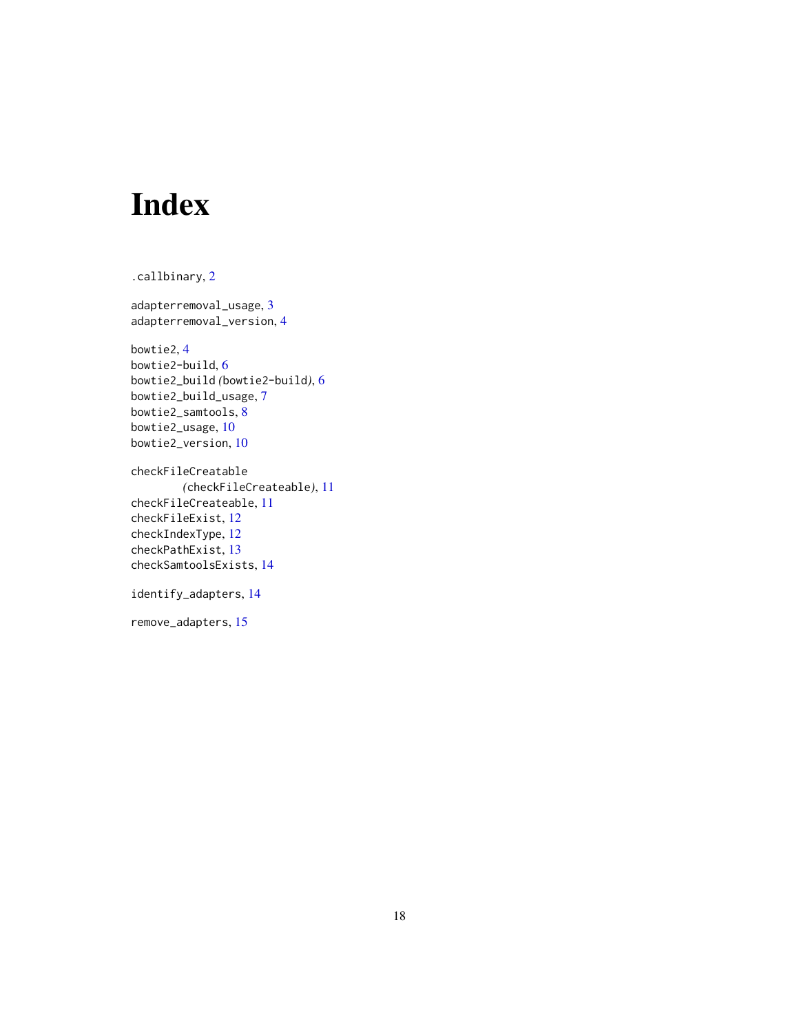# Index

.callbinary, 2

adapterremoval_usage, 3
adapterremoval_version, 4

bowtie2, 4
bowtie2-build, 6
bowtie2_build (bowtie2-build), 6
bowtie2_build_usage, 7
bowtie2_samtools, 8
bowtie2_usage, 10
bowtie2_version, 10

checkFileCreatable (checkFileCreateable), 11
checkFileCreateable, 11
checkFileExist, 12
checkIndexType, 12
checkPathExist, 13
checkSamtoolsExists, 14

identify_adapters, 14

remove_adapters, 15